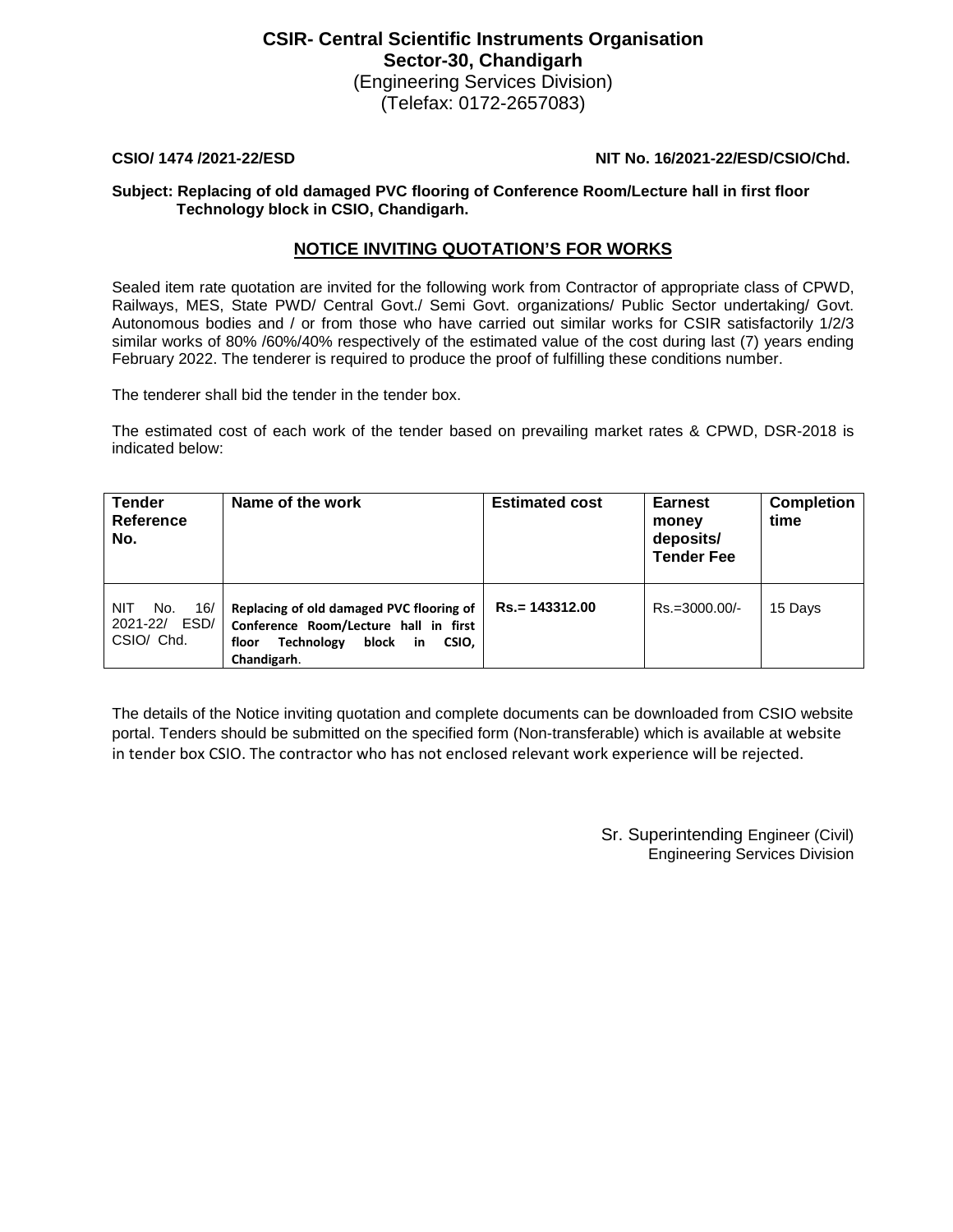# CSIR- Central Scientific Instruments Organisation
## Sector-30, Chandigarh
(Engineering Services Division)
(Telefax: 0172-2657083)

**CSIO/ 1474 /2021-22/ESD** **NIT No. 16/2021-22/ESD/CSIO/Chd.**

**Subject: Replacing of old damaged PVC flooring of Conference Room/Lecture hall in first floor Technology block in CSIO, Chandigarh.**

## NOTICE INVITING QUOTATION'S FOR WORKS

Sealed item rate quotation are invited for the following work from Contractor of appropriate class of CPWD, Railways, MES, State PWD/ Central Govt./ Semi Govt. organizations/ Public Sector undertaking/ Govt. Autonomous bodies and / or from those who have carried out similar works for CSIR satisfactorily 1/2/3 similar works of 80% /60%/40% respectively of the estimated value of the cost during last (7) years ending February 2022. The tenderer is required to produce the proof of fulfilling these conditions number.

The tenderer shall bid the tender in the tender box.

The estimated cost of each work of the tender based on prevailing market rates & CPWD, DSR-2018 is indicated below:

| Tender Reference No. | Name of the work | Estimated cost | Earnest money deposits/ Tender Fee | Completion time |
|---|---|---|---|---|
| NIT No. 16/ 2021-22/ ESD/ CSIO/ Chd. | **Replacing of old damaged PVC flooring of Conference Room/Lecture hall in first floor Technology block in CSIO, Chandigarh**. | **Rs.= 143312.00** | Rs.=3000.00/- | 15 Days |

The details of the Notice inviting quotation and complete documents can be downloaded from CSIO website portal. Tenders should be submitted on the specified form (Non-transferable) which is available at website in tender box CSIO. The contractor who has not enclosed relevant work experience will be rejected.

Sr. Superintending Engineer (Civil)
Engineering Services Division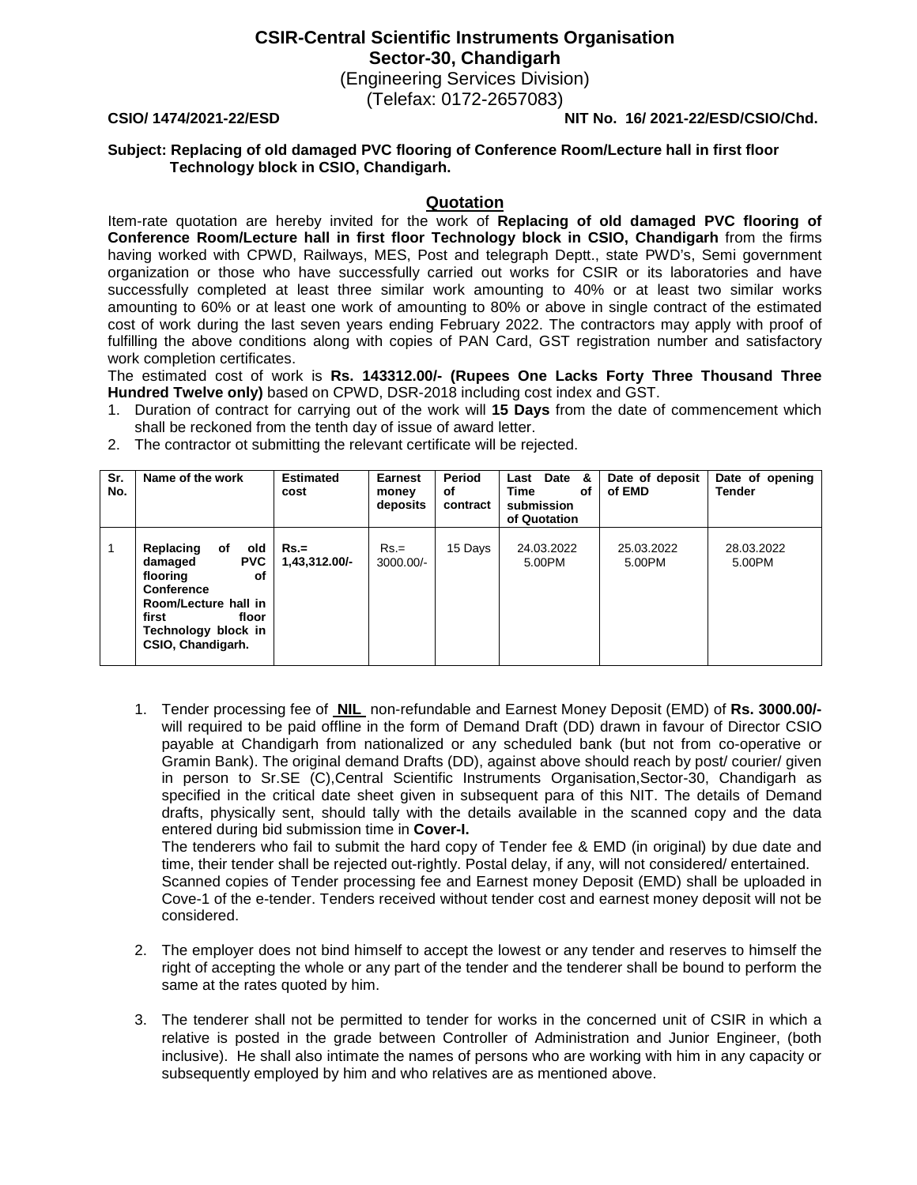# CSIR-Central Scientific Instruments Organisation

**Sector-30, Chandigarh**

(Engineering Services Division)

(Telefax: 0172-2657083)

**CSIO/ 1474/2021-22/ESD** **NIT No. 16/ 2021-22/ESD/CSIO/Chd.**

**Subject: Replacing of old damaged PVC flooring of Conference Room/Lecture hall in first floor Technology block in CSIO, Chandigarh.**

## Quotation

Item-rate quotation are hereby invited for the work of **Replacing of old damaged PVC flooring of Conference Room/Lecture hall in first floor Technology block in CSIO, Chandigarh** from the firms having worked with CPWD, Railways, MES, Post and telegraph Deptt., state PWD's, Semi government organization or those who have successfully carried out works for CSIR or its laboratories and have successfully completed at least three similar work amounting to 40% or at least two similar works amounting to 60% or at least one work of amounting to 80% or above in single contract of the estimated cost of work during the last seven years ending February 2022. The contractors may apply with proof of fulfilling the above conditions along with copies of PAN Card, GST registration number and satisfactory work completion certificates.

The estimated cost of work is **Rs. 143312.00/- (Rupees One Lacks Forty Three Thousand Three Hundred Twelve only)** based on CPWD, DSR-2018 including cost index and GST.

1. Duration of contract for carrying out of the work will **15 Days** from the date of commencement which shall be reckoned from the tenth day of issue of award letter.
2. The contractor ot submitting the relevant certificate will be rejected.

| Sr. No. | Name of the work | Estimated cost | Earnest money deposits | Period of contract | Last Date & Time of submission of Quotation | Date of deposit of EMD | Date of opening Tender |
|---|---|---|---|---|---|---|---|
| 1 | **Replacing of old damaged PVC flooring of Conference Room/Lecture hall in first floor Technology block in CSIO, Chandigarh.** | **Rs.= 1,43,312.00/-** | Rs.= 3000.00/- | 15 Days | 24.03.2022 5.00PM | 25.03.2022 5.00PM | 28.03.2022 5.00PM |

1. Tender processing fee of **NIL** non-refundable and Earnest Money Deposit (EMD) of **Rs. 3000.00/-** will required to be paid offline in the form of Demand Draft (DD) drawn in favour of Director CSIO payable at Chandigarh from nationalized or any scheduled bank (but not from co-operative or Gramin Bank). The original demand Drafts (DD), against above should reach by post/ courier/ given in person to Sr.SE (C),Central Scientific Instruments Organisation,Sector-30, Chandigarh as specified in the critical date sheet given in subsequent para of this NIT. The details of Demand drafts, physically sent, should tally with the details available in the scanned copy and the data entered during bid submission time in **Cover-I.**

   The tenderers who fail to submit the hard copy of Tender fee & EMD (in original) by due date and time, their tender shall be rejected out-rightly. Postal delay, if any, will not considered/ entertained.

   Scanned copies of Tender processing fee and Earnest money Deposit (EMD) shall be uploaded in Cove-1 of the e-tender. Tenders received without tender cost and earnest money deposit will not be considered.

2. The employer does not bind himself to accept the lowest or any tender and reserves to himself the right of accepting the whole or any part of the tender and the tenderer shall be bound to perform the same at the rates quoted by him.

3. The tenderer shall not be permitted to tender for works in the concerned unit of CSIR in which a relative is posted in the grade between Controller of Administration and Junior Engineer, (both inclusive). He shall also intimate the names of persons who are working with him in any capacity or subsequently employed by him and who relatives are as mentioned above.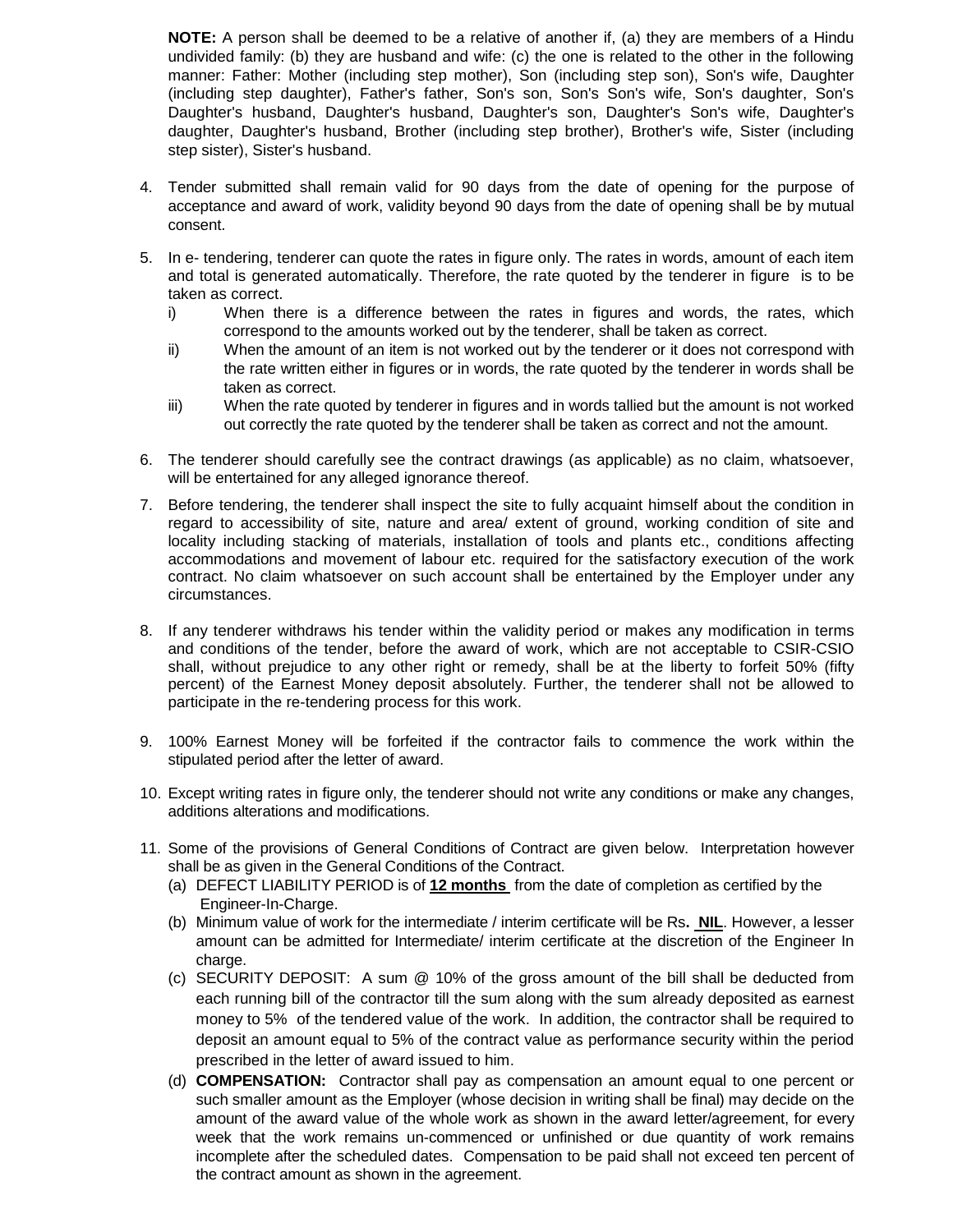**NOTE:** A person shall be deemed to be a relative of another if, (a) they are members of a Hindu undivided family: (b) they are husband and wife: (c) the one is related to the other in the following manner: Father: Mother (including step mother), Son (including step son), Son's wife, Daughter (including step daughter), Father's father, Son's son, Son's Son's wife, Son's daughter, Son's Daughter's husband, Daughter's husband, Daughter's son, Daughter's Son's wife, Daughter's daughter, Daughter's husband, Brother (including step brother), Brother's wife, Sister (including step sister), Sister's husband.

4. Tender submitted shall remain valid for 90 days from the date of opening for the purpose of acceptance and award of work, validity beyond 90 days from the date of opening shall be by mutual consent.

5. In e- tendering, tenderer can quote the rates in figure only. The rates in words, amount of each item and total is generated automatically. Therefore, the rate quoted by the tenderer in figure is to be taken as correct.
   i) When there is a difference between the rates in figures and words, the rates, which correspond to the amounts worked out by the tenderer, shall be taken as correct.
   ii) When the amount of an item is not worked out by the tenderer or it does not correspond with the rate written either in figures or in words, the rate quoted by the tenderer in words shall be taken as correct.
   iii) When the rate quoted by tenderer in figures and in words tallied but the amount is not worked out correctly the rate quoted by the tenderer shall be taken as correct and not the amount.

6. The tenderer should carefully see the contract drawings (as applicable) as no claim, whatsoever, will be entertained for any alleged ignorance thereof.

7. Before tendering, the tenderer shall inspect the site to fully acquaint himself about the condition in regard to accessibility of site, nature and area/ extent of ground, working condition of site and locality including stacking of materials, installation of tools and plants etc., conditions affecting accommodations and movement of labour etc. required for the satisfactory execution of the work contract. No claim whatsoever on such account shall be entertained by the Employer under any circumstances.

8. If any tenderer withdraws his tender within the validity period or makes any modification in terms and conditions of the tender, before the award of work, which are not acceptable to CSIR-CSIO shall, without prejudice to any other right or remedy, shall be at the liberty to forfeit 50% (fifty percent) of the Earnest Money deposit absolutely. Further, the tenderer shall not be allowed to participate in the re-tendering process for this work.

9. 100% Earnest Money will be forfeited if the contractor fails to commence the work within the stipulated period after the letter of award.

10. Except writing rates in figure only, the tenderer should not write any conditions or make any changes, additions alterations and modifications.

11. Some of the provisions of General Conditions of Contract are given below. Interpretation however shall be as given in the General Conditions of the Contract.
   (a) DEFECT LIABILITY PERIOD is of **12 months** from the date of completion as certified by the Engineer-In-Charge.
   (b) Minimum value of work for the intermediate / interim certificate will be Rs**. NIL**. However, a lesser amount can be admitted for Intermediate/ interim certificate at the discretion of the Engineer In charge.
   (c) SECURITY DEPOSIT: A sum @ 10% of the gross amount of the bill shall be deducted from each running bill of the contractor till the sum along with the sum already deposited as earnest money to 5% of the tendered value of the work. In addition, the contractor shall be required to deposit an amount equal to 5% of the contract value as performance security within the period prescribed in the letter of award issued to him.
   (d) **COMPENSATION:** Contractor shall pay as compensation an amount equal to one percent or such smaller amount as the Employer (whose decision in writing shall be final) may decide on the amount of the award value of the whole work as shown in the award letter/agreement, for every week that the work remains un-commenced or unfinished or due quantity of work remains incomplete after the scheduled dates. Compensation to be paid shall not exceed ten percent of the contract amount as shown in the agreement.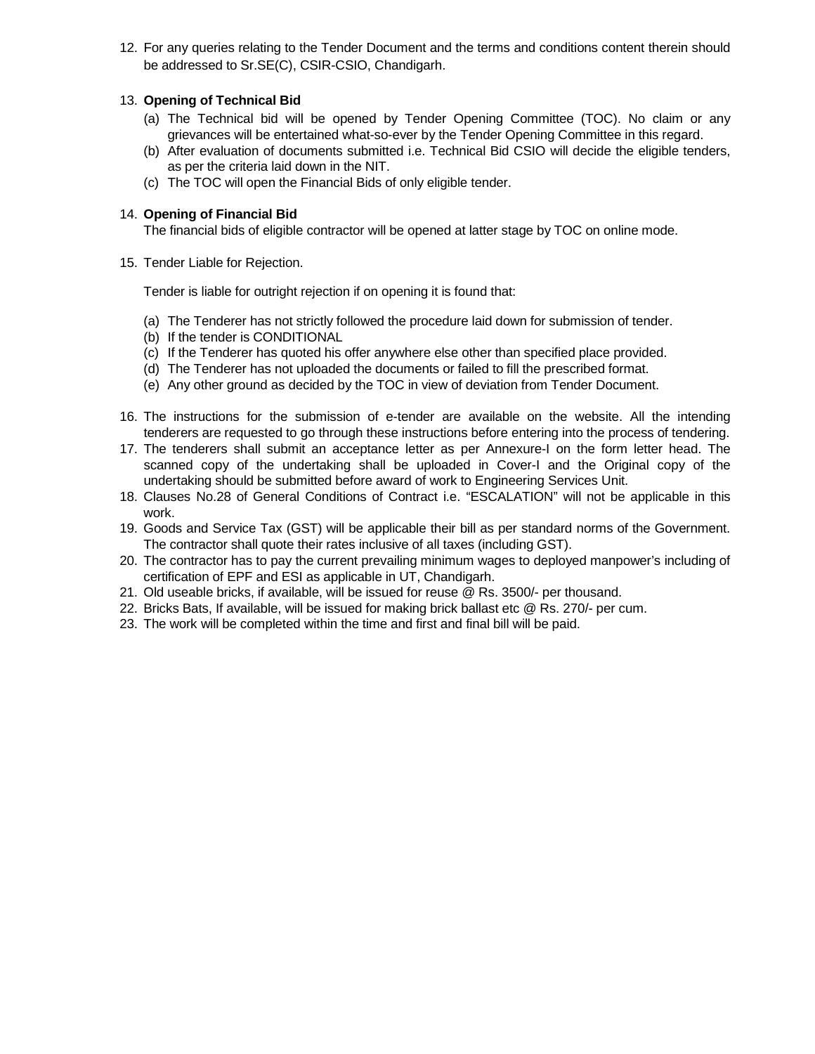12. For any queries relating to the Tender Document and the terms and conditions content therein should be addressed to Sr.SE(C), CSIR-CSIO, Chandigarh.

13. **Opening of Technical Bid**
    (a) The Technical bid will be opened by Tender Opening Committee (TOC). No claim or any grievances will be entertained what-so-ever by the Tender Opening Committee in this regard.
    (b) After evaluation of documents submitted i.e. Technical Bid CSIO will decide the eligible tenders, as per the criteria laid down in the NIT.
    (c) The TOC will open the Financial Bids of only eligible tender.

14. **Opening of Financial Bid**
    The financial bids of eligible contractor will be opened at latter stage by TOC on online mode.

15. Tender Liable for Rejection.

    Tender is liable for outright rejection if on opening it is found that:

    (a) The Tenderer has not strictly followed the procedure laid down for submission of tender.
    (b) If the tender is CONDITIONAL
    (c) If the Tenderer has quoted his offer anywhere else other than specified place provided.
    (d) The Tenderer has not uploaded the documents or failed to fill the prescribed format.
    (e) Any other ground as decided by the TOC in view of deviation from Tender Document.

16. The instructions for the submission of e-tender are available on the website. All the intending tenderers are requested to go through these instructions before entering into the process of tendering.
17. The tenderers shall submit an acceptance letter as per Annexure-I on the form letter head. The scanned copy of the undertaking shall be uploaded in Cover-I and the Original copy of the undertaking should be submitted before award of work to Engineering Services Unit.
18. Clauses No.28 of General Conditions of Contract i.e. "ESCALATION" will not be applicable in this work.
19. Goods and Service Tax (GST) will be applicable their bill as per standard norms of the Government. The contractor shall quote their rates inclusive of all taxes (including GST).
20. The contractor has to pay the current prevailing minimum wages to deployed manpower's including of certification of EPF and ESI as applicable in UT, Chandigarh.
21. Old useable bricks, if available, will be issued for reuse @ Rs. 3500/- per thousand.
22. Bricks Bats, If available, will be issued for making brick ballast etc @ Rs. 270/- per cum.
23. The work will be completed within the time and first and final bill will be paid.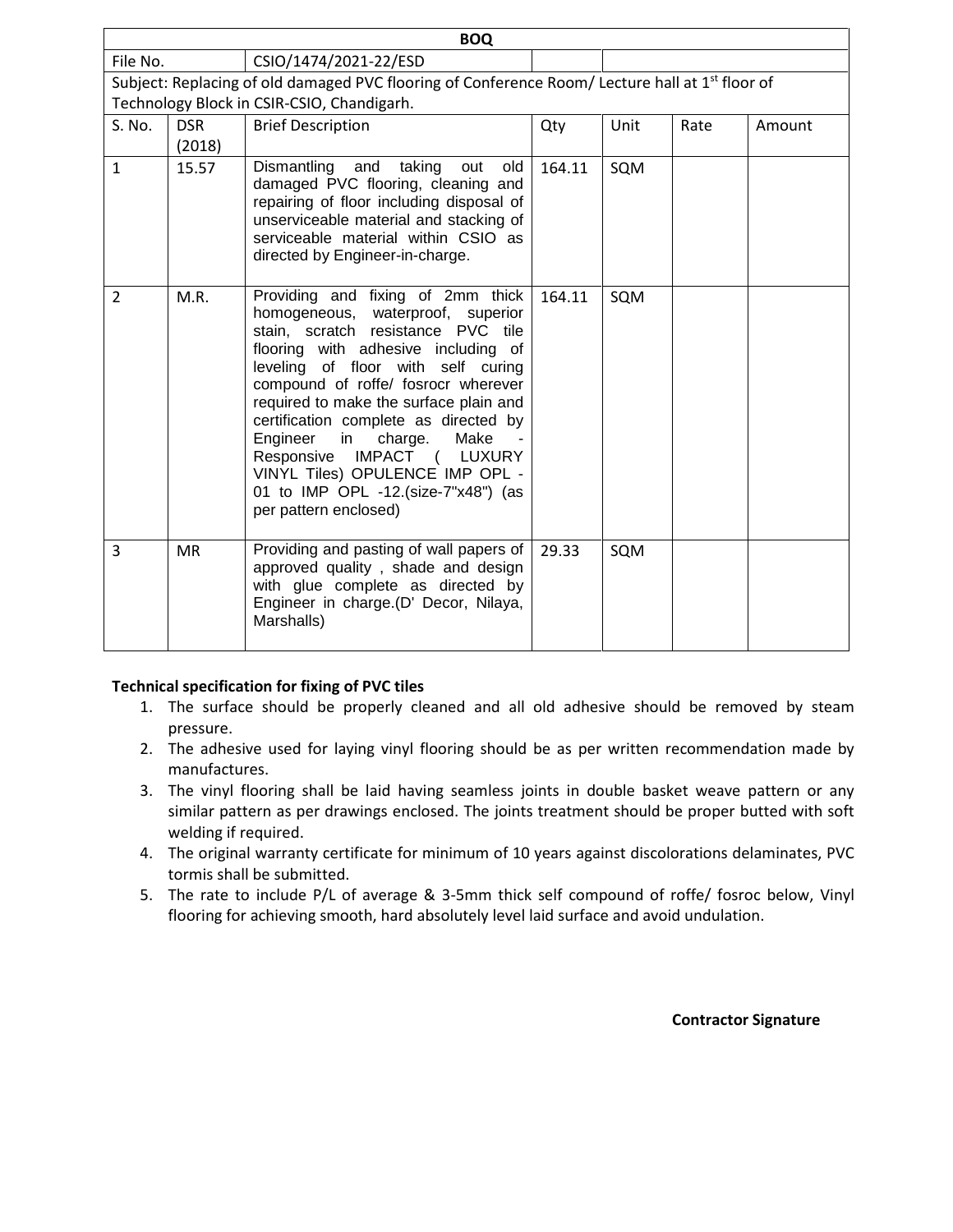| BOQ | | | | | | |
|---|---|---|---|---|---|---|
| File No. | | CSIO/1474/2021-22/ESD | | | | |
| Subject: Replacing of old damaged PVC flooring of Conference Room/ Lecture hall at 1st floor of Technology Block in CSIR-CSIO, Chandigarh. | | | | | | |
| S. No. | DSR (2018) | Brief Description | Qty | Unit | Rate | Amount |
| 1 | 15.57 | Dismantling and taking out old damaged PVC flooring, cleaning and repairing of floor including disposal of unserviceable material and stacking of serviceable material within CSIO as directed by Engineer-in-charge. | 164.11 | SQM | | |
| 2 | M.R. | Providing and fixing of 2mm thick homogeneous, waterproof, superior stain, scratch resistance PVC tile flooring with adhesive including of leveling of floor with self curing compound of roffe/ fosrocr wherever required to make the surface plain and certification complete as directed by Engineer in charge. Make - Responsive IMPACT ( LUXURY VINYL Tiles) OPULENCE IMP OPL -01 to IMP OPL -12.(size-7"x48") (as per pattern enclosed) | 164.11 | SQM | | |
| 3 | MR | Providing and pasting of wall papers of approved quality , shade and design with glue complete as directed by Engineer in charge.(D' Decor, Nilaya, Marshalls) | 29.33 | SQM | | |

**Technical specification for fixing of PVC tiles**

1. The surface should be properly cleaned and all old adhesive should be removed by steam pressure.
2. The adhesive used for laying vinyl flooring should be as per written recommendation made by manufactures.
3. The vinyl flooring shall be laid having seamless joints in double basket weave pattern or any similar pattern as per drawings enclosed. The joints treatment should be proper butted with soft welding if required.
4. The original warranty certificate for minimum of 10 years against discolorations delaminates, PVC tormis shall be submitted.
5. The rate to include P/L of average & 3-5mm thick self compound of roffe/ fosroc below, Vinyl flooring for achieving smooth, hard absolutely level laid surface and avoid undulation.

**Contractor Signature**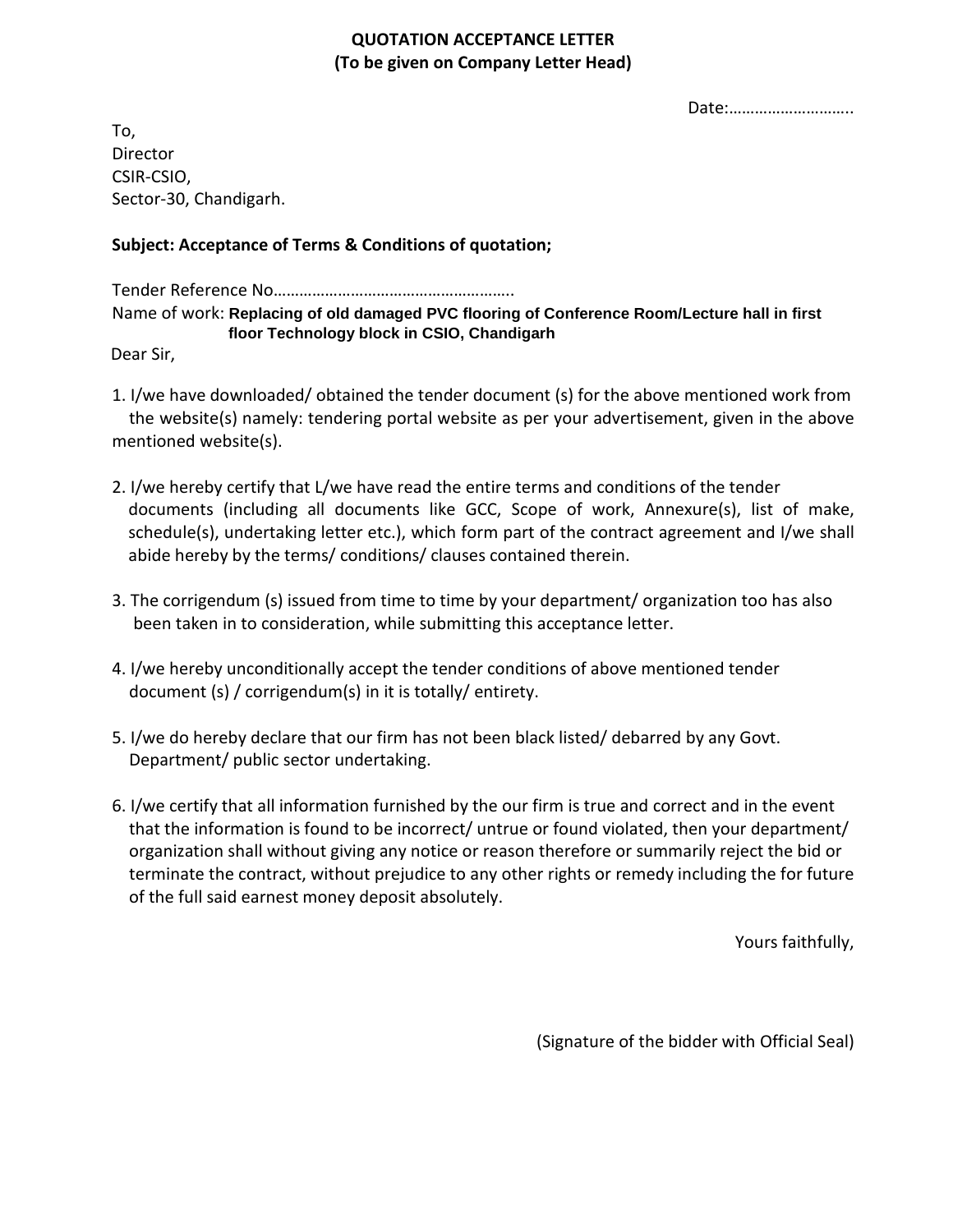**QUOTATION ACCEPTANCE LETTER**
**(To be given on Company Letter Head)**

Date:………………………..

To,
Director
CSIR-CSIO,
Sector-30, Chandigarh.

**Subject: Acceptance of Terms & Conditions of quotation;**

Tender Reference No………………………………………………..
Name of work: **Replacing of old damaged PVC flooring of Conference Room/Lecture hall in first floor Technology block in CSIO, Chandigarh**

Dear Sir,

1. I/we have downloaded/ obtained the tender document (s) for the above mentioned work from the website(s) namely: tendering portal website as per your advertisement, given in the above mentioned website(s).

2. I/we hereby certify that L/we have read the entire terms and conditions of the tender documents (including all documents like GCC, Scope of work, Annexure(s), list of make, schedule(s), undertaking letter etc.), which form part of the contract agreement and I/we shall abide hereby by the terms/ conditions/ clauses contained therein.

3. The corrigendum (s) issued from time to time by your department/ organization too has also been taken in to consideration, while submitting this acceptance letter.

4. I/we hereby unconditionally accept the tender conditions of above mentioned tender document (s) / corrigendum(s) in it is totally/ entirety.

5. I/we do hereby declare that our firm has not been black listed/ debarred by any Govt. Department/ public sector undertaking.

6. I/we certify that all information furnished by the our firm is true and correct and in the event that the information is found to be incorrect/ untrue or found violated, then your department/ organization shall without giving any notice or reason therefore or summarily reject the bid or terminate the contract, without prejudice to any other rights or remedy including the for future of the full said earnest money deposit absolutely.

Yours faithfully,

(Signature of the bidder with Official Seal)